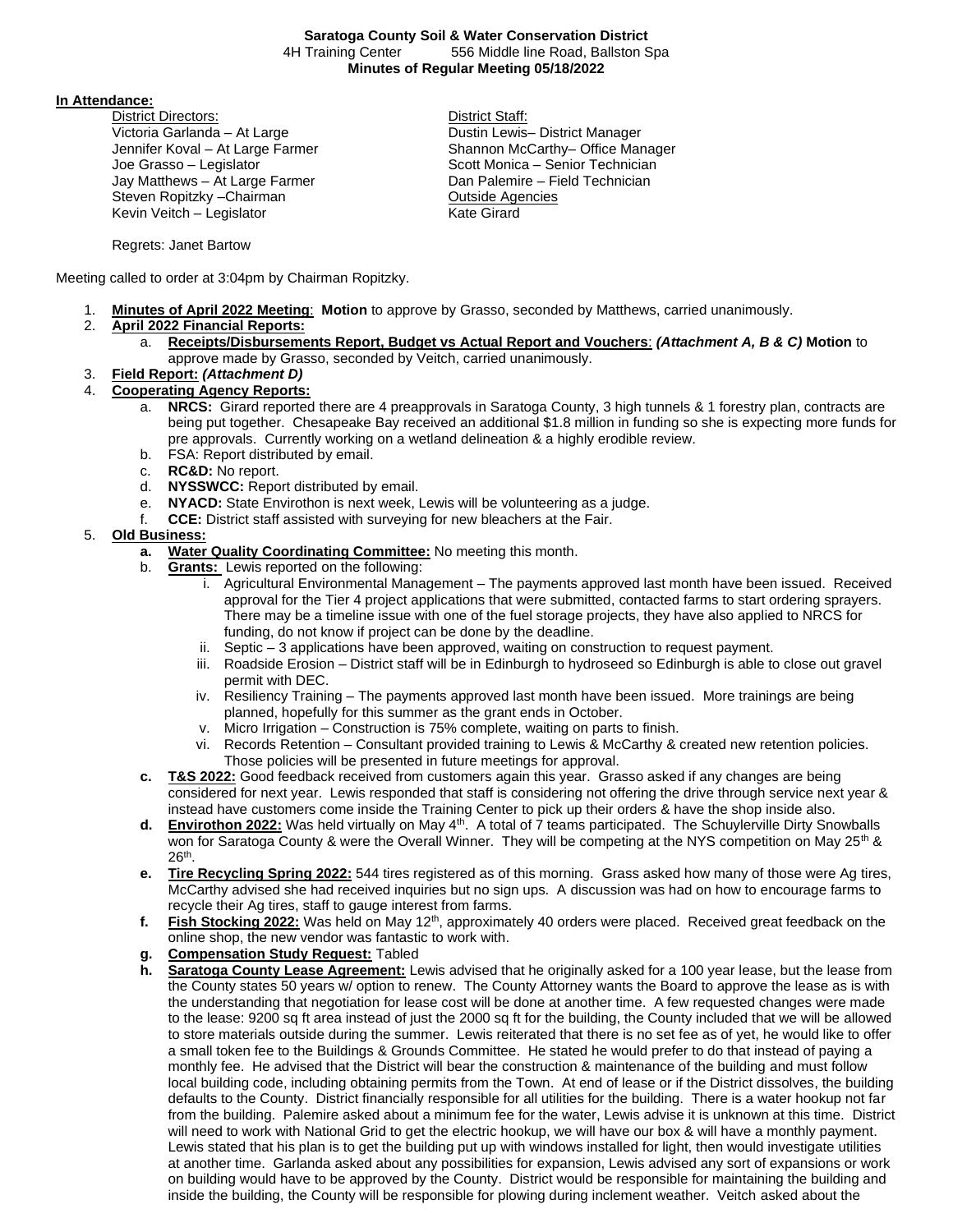**Saratoga County Soil & Water Conservation District**
4H Training Center 556 Middle line Road, Ballston Spa
**Minutes of Regular Meeting 05/18/2022**

**In Attendance:**

District Directors:
Victoria Garlanda – At Large
Jennifer Koval – At Large Farmer
Joe Grasso – Legislator
Jay Matthews – At Large Farmer
Steven Ropitzky –Chairman
Kevin Veitch – Legislator

District Staff:
Dustin Lewis– District Manager
Shannon McCarthy– Office Manager
Scott Monica – Senior Technician
Dan Palemire – Field Technician

Outside Agencies
Kate Girard

Regrets: Janet Bartow

Meeting called to order at 3:04pm by Chairman Ropitzky.

1. **Minutes of April 2022 Meeting**: **Motion** to approve by Grasso, seconded by Matthews, carried unanimously.
2. **April 2022 Financial Reports:**
   a. **Receipts/Disbursements Report, Budget vs Actual Report and Vouchers**: ***(Attachment A, B & C)*** **Motion** to approve made by Grasso, seconded by Veitch, carried unanimously.
3. **Field Report:** ***(Attachment D)***
4. **Cooperating Agency Reports:**
   a. **NRCS:** Girard reported there are 4 preapprovals in Saratoga County, 3 high tunnels & 1 forestry plan, contracts are being put together. Chesapeake Bay received an additional $1.8 million in funding so she is expecting more funds for pre approvals. Currently working on a wetland delineation & a highly erodible review.
   b. FSA: Report distributed by email.
   c. **RC&D:** No report.
   d. **NYSSWCC:** Report distributed by email.
   e. **NYACD:** State Envirothon is next week, Lewis will be volunteering as a judge.
   f. **CCE:** District staff assisted with surveying for new bleachers at the Fair.
5. **Old Business:**
   a. **Water Quality Coordinating Committee:** No meeting this month.
   b. **Grants:** Lewis reported on the following:
      i. Agricultural Environmental Management – The payments approved last month have been issued. Received approval for the Tier 4 project applications that were submitted, contacted farms to start ordering sprayers. There may be a timeline issue with one of the fuel storage projects, they have also applied to NRCS for funding, do not know if project can be done by the deadline.
      ii. Septic – 3 applications have been approved, waiting on construction to request payment.
      iii. Roadside Erosion – District staff will be in Edinburgh to hydroseed so Edinburgh is able to close out gravel permit with DEC.
      iv. Resiliency Training – The payments approved last month have been issued. More trainings are being planned, hopefully for this summer as the grant ends in October.
      v. Micro Irrigation – Construction is 75% complete, waiting on parts to finish.
      vi. Records Retention – Consultant provided training to Lewis & McCarthy & created new retention policies. Those policies will be presented in future meetings for approval.
   c. **T&S 2022:** Good feedback received from customers again this year. Grasso asked if any changes are being considered for next year. Lewis responded that staff is considering not offering the drive through service next year & instead have customers come inside the Training Center to pick up their orders & have the shop inside also.
   d. **Envirothon 2022:** Was held virtually on May 4th. A total of 7 teams participated. The Schuylerville Dirty Snowballs won for Saratoga County & were the Overall Winner. They will be competing at the NYS competition on May 25th & 26th.
   e. **Tire Recycling Spring 2022:** 544 tires registered as of this morning. Grass asked how many of those were Ag tires, McCarthy advised she had received inquiries but no sign ups. A discussion was had on how to encourage farms to recycle their Ag tires, staff to gauge interest from farms.
   f. **Fish Stocking 2022:** Was held on May 12th, approximately 40 orders were placed. Received great feedback on the online shop, the new vendor was fantastic to work with.
   g. **Compensation Study Request:** Tabled
   h. **Saratoga County Lease Agreement:** Lewis advised that he originally asked for a 100 year lease, but the lease from the County states 50 years w/ option to renew. The County Attorney wants the Board to approve the lease as is with the understanding that negotiation for lease cost will be done at another time. A few requested changes were made to the lease: 9200 sq ft area instead of just the 2000 sq ft for the building, the County included that we will be allowed to store materials outside during the summer. Lewis reiterated that there is no set fee as of yet, he would like to offer a small token fee to the Buildings & Grounds Committee. He stated he would prefer to do that instead of paying a monthly fee. He advised that the District will bear the construction & maintenance of the building and must follow local building code, including obtaining permits from the Town. At end of lease or if the District dissolves, the building defaults to the County. District financially responsible for all utilities for the building. There is a water hookup not far from the building. Palemire asked about a minimum fee for the water, Lewis advise it is unknown at this time. District will need to work with National Grid to get the electric hookup, we will have our box & will have a monthly payment. Lewis stated that his plan is to get the building put up with windows installed for light, then would investigate utilities at another time. Garlanda asked about any possibilities for expansion, Lewis advised any sort of expansions or work on building would have to be approved by the County. District would be responsible for maintaining the building and inside the building, the County will be responsible for plowing during inclement weather. Veitch asked about the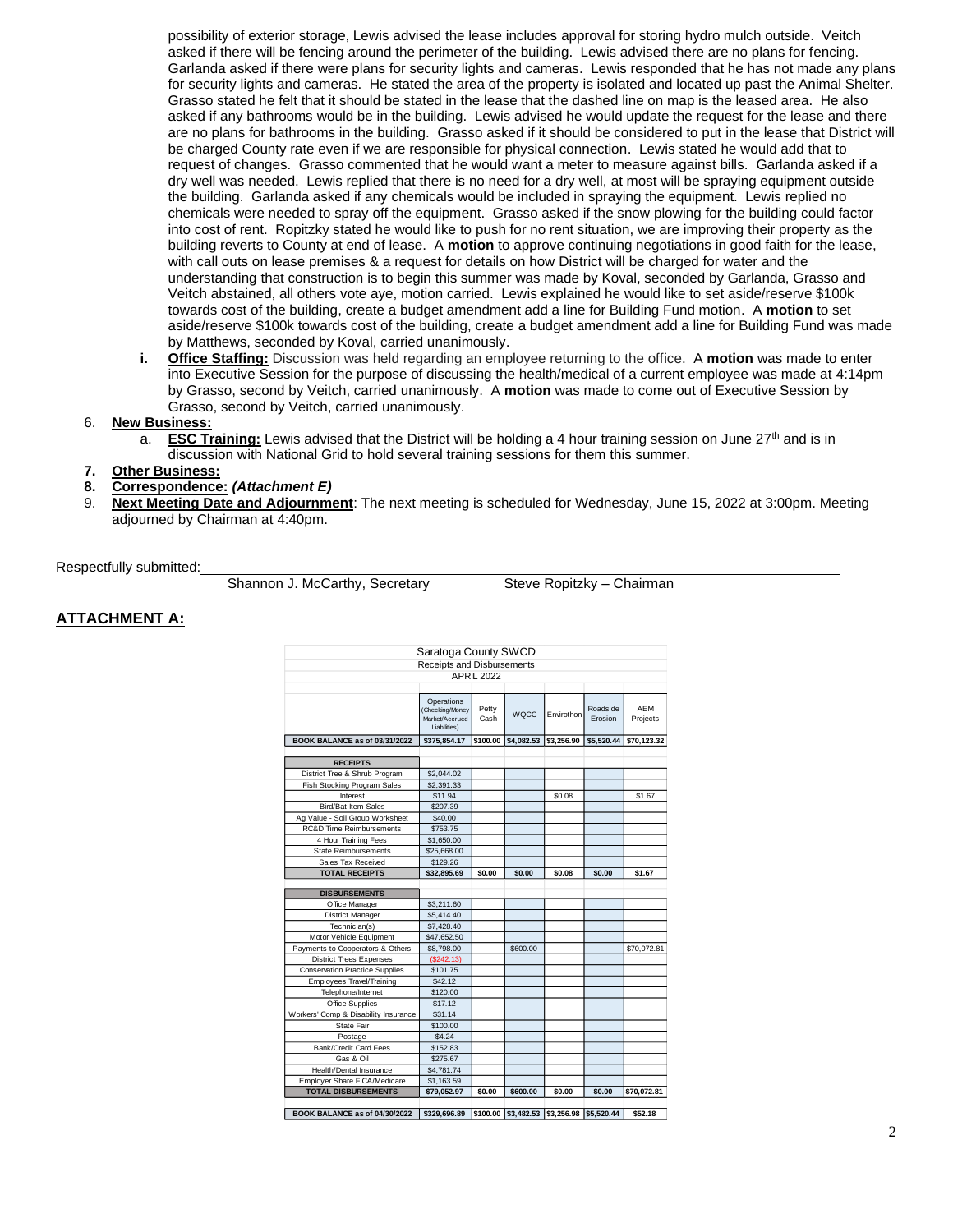possibility of exterior storage, Lewis advised the lease includes approval for storing hydro mulch outside. Veitch asked if there will be fencing around the perimeter of the building. Lewis advised there are no plans for fencing. Garlanda asked if there were plans for security lights and cameras. Lewis responded that he has not made any plans for security lights and cameras. He stated the area of the property is isolated and located up past the Animal Shelter. Grasso stated he felt that it should be stated in the lease that the dashed line on map is the leased area. He also asked if any bathrooms would be in the building. Lewis advised he would update the request for the lease and there are no plans for bathrooms in the building. Grasso asked if it should be considered to put in the lease that District will be charged County rate even if we are responsible for physical connection. Lewis stated he would add that to request of changes. Grasso commented that he would want a meter to measure against bills. Garlanda asked if a dry well was needed. Lewis replied that there is no need for a dry well, at most will be spraying equipment outside the building. Garlanda asked if any chemicals would be included in spraying the equipment. Lewis replied no chemicals were needed to spray off the equipment. Grasso asked if the snow plowing for the building could factor into cost of rent. Ropitzky stated he would like to push for no rent situation, we are improving their property as the building reverts to County at end of lease. A **motion** to approve continuing negotiations in good faith for the lease, with call outs on lease premises & a request for details on how District will be charged for water and the understanding that construction is to begin this summer was made by Koval, seconded by Garlanda, Grasso and Veitch abstained, all others vote aye, motion carried. Lewis explained he would like to set aside/reserve $100k towards cost of the building, create a budget amendment add a line for Building Fund motion. A **motion** to set aside/reserve $100k towards cost of the building, create a budget amendment add a line for Building Fund was made by Matthews, seconded by Koval, carried unanimously.

i. **Office Staffing:** Discussion was held regarding an employee returning to the office. A **motion** was made to enter into Executive Session for the purpose of discussing the health/medical of a current employee was made at 4:14pm by Grasso, second by Veitch, carried unanimously. A **motion** was made to come out of Executive Session by Grasso, second by Veitch, carried unanimously.

6. **New Business:**
   a. **ESC Training:** Lewis advised that the District will be holding a 4 hour training session on June 27th and is in discussion with National Grid to hold several training sessions for them this summer.
7. **Other Business:**
8. **Correspondence:** ***(Attachment E)***
9. **Next Meeting Date and Adjournment**: The next meeting is scheduled for Wednesday, June 15, 2022 at 3:00pm. Meeting adjourned by Chairman at 4:40pm.

Respectfully submitted:

Shannon J. McCarthy, Secretary    Steve Ropitzky – Chairman

## ATTACHMENT A:

Saratoga County SWCD
Receipts and Disbursements
APRIL 2022

| | Operations (Checking/Money Market/Accrued Liabilities) | Petty Cash | WQCC | Envirothon | Roadside Erosion | AEM Projects |
|---|---|---|---|---|---|---|
| **BOOK BALANCE as of 03/31/2022** | $375,854.17 | $100.00 | $4,082.53 | $3,256.90 | $5,520.44 | $70,123.32 |
| **RECEIPTS** | | | | | | |
| District Tree & Shrub Program | $2,044.02 | | | | | |
| Fish Stocking Program Sales | $2,391.33 | | | | | |
| Interest | $11.94 | | | $0.08 | | $1.67 |
| Bird/Bat Item Sales | $207.39 | | | | | |
| Ag Value - Soil Group Worksheet | $40.00 | | | | | |
| RC&D Time Reimbursements | $753.75 | | | | | |
| 4 Hour Training Fees | $1,650.00 | | | | | |
| State Reimbursements | $25,668.00 | | | | | |
| Sales Tax Received | $129.26 | | | | | |
| **TOTAL RECEIPTS** | $32,895.69 | $0.00 | $0.00 | $0.08 | $0.00 | $1.67 |
| **DISBURSEMENTS** | | | | | | |
| Office Manager | $3,211.60 | | | | | |
| District Manager | $5,414.40 | | | | | |
| Technician(s) | $7,428.40 | | | | | |
| Motor Vehicle Equipment | $47,652.50 | | | | | |
| Payments to Cooperators & Others | $8,798.00 | | $600.00 | | | $70,072.81 |
| District Trees Expenses | ($242.13) | | | | | |
| Conservation Practice Supplies | $101.75 | | | | | |
| Employees Travel/Training | $42.12 | | | | | |
| Telephone/Internet | $120.00 | | | | | |
| Office Supplies | $17.12 | | | | | |
| Workers' Comp & Disability Insurance | $31.14 | | | | | |
| State Fair | $100.00 | | | | | |
| Postage | $4.24 | | | | | |
| Bank/Credit Card Fees | $152.83 | | | | | |
| Gas & Oil | $275.67 | | | | | |
| Health/Dental Insurance | $4,781.74 | | | | | |
| Employer Share FICA/Medicare | $1,163.59 | | | | | |
| **TOTAL DISBURSEMENTS** | $79,052.97 | $0.00 | $600.00 | $0.00 | $0.00 | $70,072.81 |
| **BOOK BALANCE as of 04/30/2022** | $329,696.89 | $100.00 | $3,482.53 | $3,256.98 | $5,520.44 | $52.18 |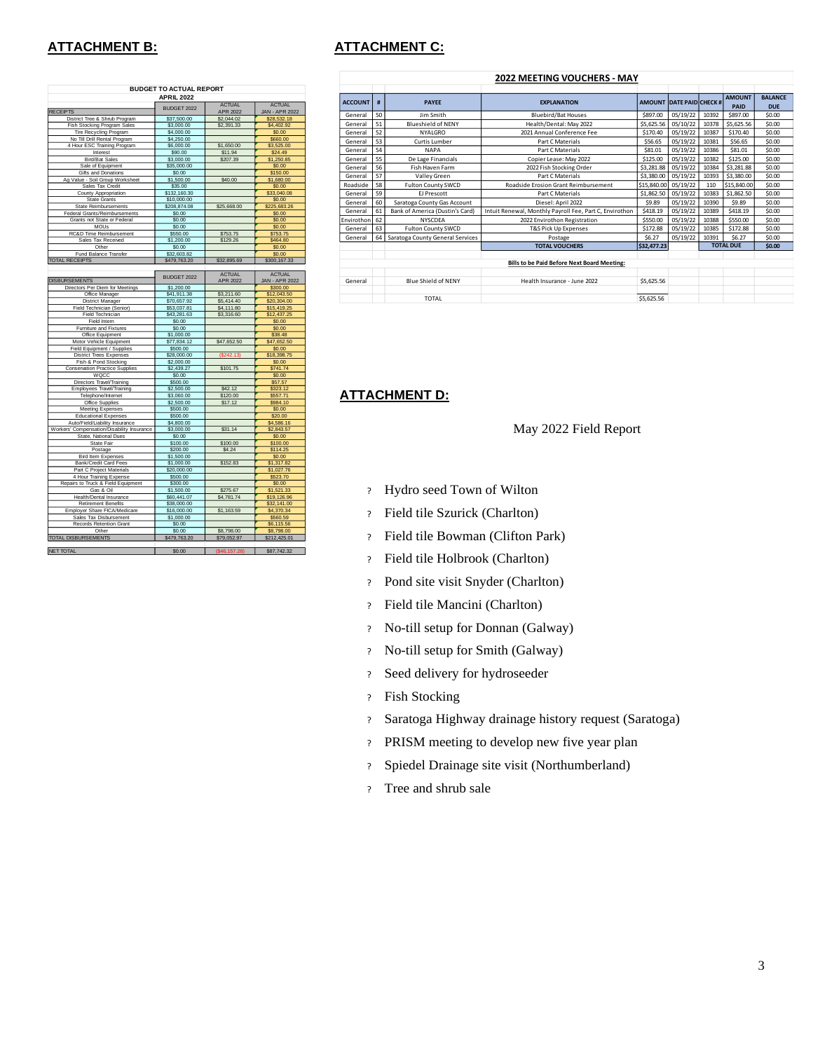## ATTACHMENT B:

| BUDGET TO ACTUAL REPORT | | | |
|---|---|---|---|
| APRIL 2022 | | | |
| RECEIPTS | BUDGET 2022 | ACTUAL APR 2022 | ACTUAL JAN - APR 2022 |
| District Tree & Shrub Program | $37,500.00 | $2,044.02 | $28,532.18 |
| Fish Stocking Program Sales | $3,000.00 | $2,391.33 | $4,402.92 |
| Tire Recycling Program | $4,000.00 | | $0.00 |
| No Till Drill Rental Program | $4,250.00 | | $660.00 |
| 4 Hour ESC Training Program | $6,000.00 | $1,650.00 | $3,525.00 |
| Interest | $90.00 | $11.94 | $24.49 |
| Bird/Bat Sales | $3,000.00 | $207.39 | $1,250.85 |
| Sale of Equipment | $35,000.00 | | $0.00 |
| Gifts and Donations | $0.00 | | $150.00 |
| Ag Value - Soil Group Worksheet | $1,500.00 | $40.00 | $1,680.00 |
| Sales Tax Credit | $35.00 | | $0.00 |
| County Appropriation | $132,160.30 | | $33,040.08 |
| State Grants | $10,000.00 | | $0.00 |
| State Reimbursements | $208,874.08 | $25,668.00 | $225,683.26 |
| Federal Grants/Reimbursements | $0.00 | | $0.00 |
| Grants not State or Federal | $0.00 | | $0.00 |
| MOUs | $0.00 | | $0.00 |
| RC&D Time Reimbursement | $550.00 | $753.75 | $753.75 |
| Sales Tax Received | $1,200.00 | $129.26 | $464.80 |
| Other | $0.00 | | $0.00 |
| Fund Balance Transfer | $32,603.82 | | $0.00 |
| TOTAL RECEIPTS | $479,763.20 | $32,895.69 | $300,167.33 |

| DISBURSEMENTS | BUDGET 2022 | ACTUAL APR 2022 | ACTUAL JAN - APR 2022 |
|---|---|---|---|
| Directors Per Diem for Meetings | $1,200.00 | | $300.00 |
| Office Manager | $41,911.38 | $3,211.60 | $12,043.50 |
| District Manager | $70,657.92 | $5,414.40 | $20,304.00 |
| Field Technician (Senior) | $53,037.81 | $4,111.80 | $15,419.25 |
| Field Technician | $43,281.63 | $3,316.60 | $12,437.25 |
| Field Intern | $0.00 | | $0.00 |
| Furniture and Fixtures | $0.00 | | $0.00 |
| Office Equipment | $1,000.00 | | $38.48 |
| Motor Vehicle Equipment | $77,834.12 | $47,652.50 | $47,652.50 |
| Field Equipment / Supplies | $500.00 | | $0.00 |
| District Trees Expenses | $28,000.00 | ($242.13) | $18,398.75 |
| Fish & Pond Stocking | $2,000.00 | | $0.00 |
| Conservation Practice Supplies | $2,439.27 | $101.75 | $741.74 |
| WQCC | $0.00 | | $0.00 |
| Directors Travel/Training | $500.00 | | $57.57 |
| Employees Travel/Training | $2,500.00 | $42.12 | $323.12 |
| Telephone/Internet | $3,060.00 | $120.00 | $557.71 |
| Office Supplies | $2,500.00 | $17.12 | $984.10 |
| Meeting Expenses | $500.00 | | $0.00 |
| Educational Expenses | $500.00 | | $20.00 |
| Auto/Field/Liability Insurance | $4,800.00 | | $4,586.16 |
| Workers' Compensation/Disability Insurance | $3,000.00 | $31.14 | $2,843.57 |
| State, National Dues | $0.00 | | $0.00 |
| State Fair | $100.00 | $100.00 | $100.00 |
| Postage | $200.00 | $4.24 | $114.25 |
| Bird Item Expenses | $1,500.00 | | $0.00 |
| Bank/Credit Card Fees | $1,000.00 | $152.83 | $1,317.82 |
| Part C Project Materials | $20,000.00 | | $1,027.76 |
| 4 Hour Training Expense | $500.00 | | $523.70 |
| Repairs to Truck & Field Equipment | $300.00 | | $0.00 |
| Gas & Oil | $1,500.00 | $275.67 | $1,521.33 |
| Health/Dental Insurance | $60,441.07 | $4,781.74 | $19,126.96 |
| Retirement Benefits | $38,000.00 | | $32,141.00 |
| Employer Share FICA/Medicare | $16,000.00 | $1,163.59 | $4,370.34 |
| Sales Tax Disbursement | $1,000.00 | | $560.59 |
| Records Retention Grant | $0.00 | | $6,115.56 |
| Other | $0.00 | $8,798.00 | $8,798.00 |
| TOTAL DISBURSEMENTS | $479,763.20 | $79,052.97 | $212,425.01 |
| NET TOTAL | $0.00 | ($46,157.28) | $87,742.32 |

## ATTACHMENT C:

**2022 MEETING VOUCHERS - MAY**

| ACCOUNT | # | PAYEE | EXPLANATION | AMOUNT | DATE PAID | CHECK # | AMOUNT PAID | BALANCE DUE |
|---|---|---|---|---|---|---|---|---|
| General | 50 | Jim Smith | Bluebird/Bat Houses | $897.00 | 05/19/22 | 10392 | $897.00 | $0.00 |
| General | 51 | Blueshield of NENY | Health/Dental: May 2022 | $5,625.56 | 05/10/22 | 10378 | $5,625.56 | $0.00 |
| General | 52 | NYALGRO | 2021 Annual Conference Fee | $170.40 | 05/19/22 | 10387 | $170.40 | $0.00 |
| General | 53 | Curtis Lumber | Part C Materials | $56.65 | 05/19/22 | 10381 | $56.65 | $0.00 |
| General | 54 | NAPA | Part C Materials | $81.01 | 05/19/22 | 10386 | $81.01 | $0.00 |
| General | 55 | De Lage Financials | Copier Lease: May 2022 | $125.00 | 05/19/22 | 10382 | $125.00 | $0.00 |
| General | 56 | Fish Haven Farm | 2022 Fish Stocking Order | $3,281.88 | 05/19/22 | 10384 | $3,281.88 | $0.00 |
| General | 57 | Valley Green | Part C Materials | $3,380.00 | 05/19/22 | 10393 | $3,380.00 | $0.00 |
| Roadside | 58 | Fulton County SWCD | Roadside Erosion Grant Reimbursement | $15,840.00 | 05/19/22 | 110 | $15,840.00 | $0.00 |
| General | 59 | EJ Prescott | Part C Materials | $1,862.50 | 05/19/22 | 10383 | $1,862.50 | $0.00 |
| General | 60 | Saratoga County Gas Account | Diesel: April 2022 | $9.89 | 05/19/22 | 10390 | $9.89 | $0.00 |
| General | 61 | Bank of America (Dustin's Card) | Intuit Renewal, Monthly Payroll Fee, Part C, Envirothon | $418.19 | 05/19/22 | 10389 | $418.19 | $0.00 |
| Envirothon | 62 | NYSCDEA | 2022 Envirothon Registration | $550.00 | 05/19/22 | 10388 | $550.00 | $0.00 |
| General | 63 | Fulton County SWCD | T&S Pick Up Expenses | $172.88 | 05/19/22 | 10385 | $172.88 | $0.00 |
| General | 64 | Saratoga County General Services | Postage | $6.27 | 05/19/22 | 10391 | $6.27 | $0.00 |
| | | | **TOTAL VOUCHERS** | **$32,477.23** | | | **TOTAL DUE** | **$0.00** |

**Bills to be Paid Before Next Board Meeting:**

| ACCOUNT | PAYEE | EXPLANATION | AMOUNT |
|---|---|---|---|
| General | Blue Shield of NENY | Health Insurance - June 2022 | $5,625.56 |
| | TOTAL | | $5,625.56 |

## ATTACHMENT D:

May 2022 Field Report

- Hydro seed Town of Wilton
- Field tile Szurick (Charlton)
- Field tile Bowman (Clifton Park)
- Field tile Holbrook (Charlton)
- Pond site visit Snyder (Charlton)
- Field tile Mancini (Charlton)
- No-till setup for Donnan (Galway)
- No-till setup for Smith (Galway)
- Seed delivery for hydroseeder
- Fish Stocking
- Saratoga Highway drainage history request (Saratoga)
- PRISM meeting to develop new five year plan
- Spiedel Drainage site visit (Northumberland)
- Tree and shrub sale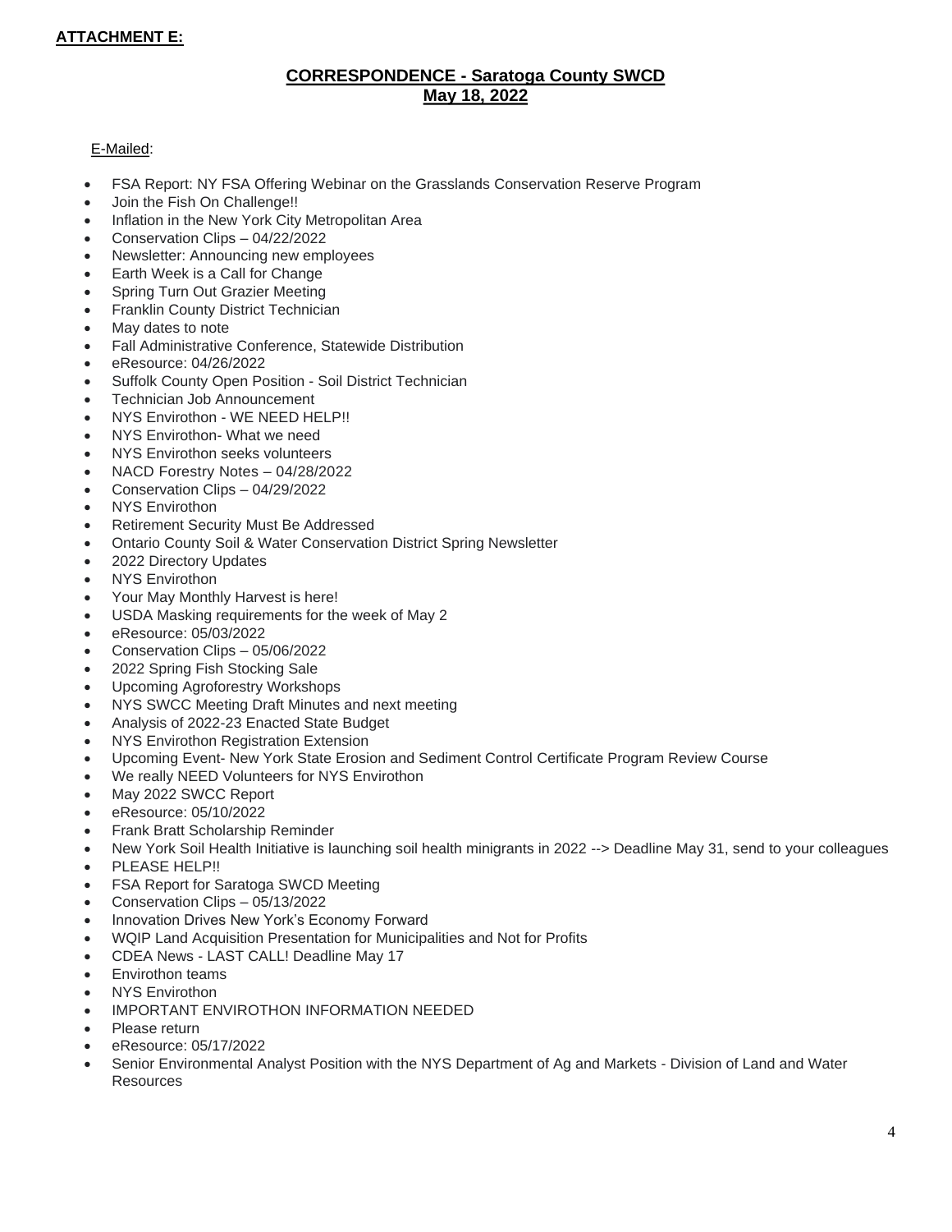**ATTACHMENT E:**

## CORRESPONDENCE - Saratoga County SWCD
## May 18, 2022

E-Mailed:

- FSA Report: NY FSA Offering Webinar on the Grasslands Conservation Reserve Program
- Join the Fish On Challenge!!
- Inflation in the New York City Metropolitan Area
- Conservation Clips – 04/22/2022
- Newsletter: Announcing new employees
- Earth Week is a Call for Change
- Spring Turn Out Grazier Meeting
- Franklin County District Technician
- May dates to note
- Fall Administrative Conference, Statewide Distribution
- eResource: 04/26/2022
- Suffolk County Open Position - Soil District Technician
- Technician Job Announcement
- NYS Envirothon - WE NEED HELP!!
- NYS Envirothon- What we need
- NYS Envirothon seeks volunteers
- NACD Forestry Notes – 04/28/2022
- Conservation Clips – 04/29/2022
- NYS Envirothon
- Retirement Security Must Be Addressed
- Ontario County Soil & Water Conservation District Spring Newsletter
- 2022 Directory Updates
- NYS Envirothon
- Your May Monthly Harvest is here!
- USDA Masking requirements for the week of May 2
- eResource: 05/03/2022
- Conservation Clips – 05/06/2022
- 2022 Spring Fish Stocking Sale
- Upcoming Agroforestry Workshops
- NYS SWCC Meeting Draft Minutes and next meeting
- Analysis of 2022-23 Enacted State Budget
- NYS Envirothon Registration Extension
- Upcoming Event- New York State Erosion and Sediment Control Certificate Program Review Course
- We really NEED Volunteers for NYS Envirothon
- May 2022 SWCC Report
- eResource: 05/10/2022
- Frank Bratt Scholarship Reminder
- New York Soil Health Initiative is launching soil health minigrants in 2022 --> Deadline May 31, send to your colleagues
- PLEASE HELP!!
- FSA Report for Saratoga SWCD Meeting
- Conservation Clips – 05/13/2022
- Innovation Drives New York's Economy Forward
- WQIP Land Acquisition Presentation for Municipalities and Not for Profits
- CDEA News - LAST CALL! Deadline May 17
- Envirothon teams
- NYS Envirothon
- IMPORTANT ENVIROTHON INFORMATION NEEDED
- Please return
- eResource: 05/17/2022
- Senior Environmental Analyst Position with the NYS Department of Ag and Markets - Division of Land and Water Resources